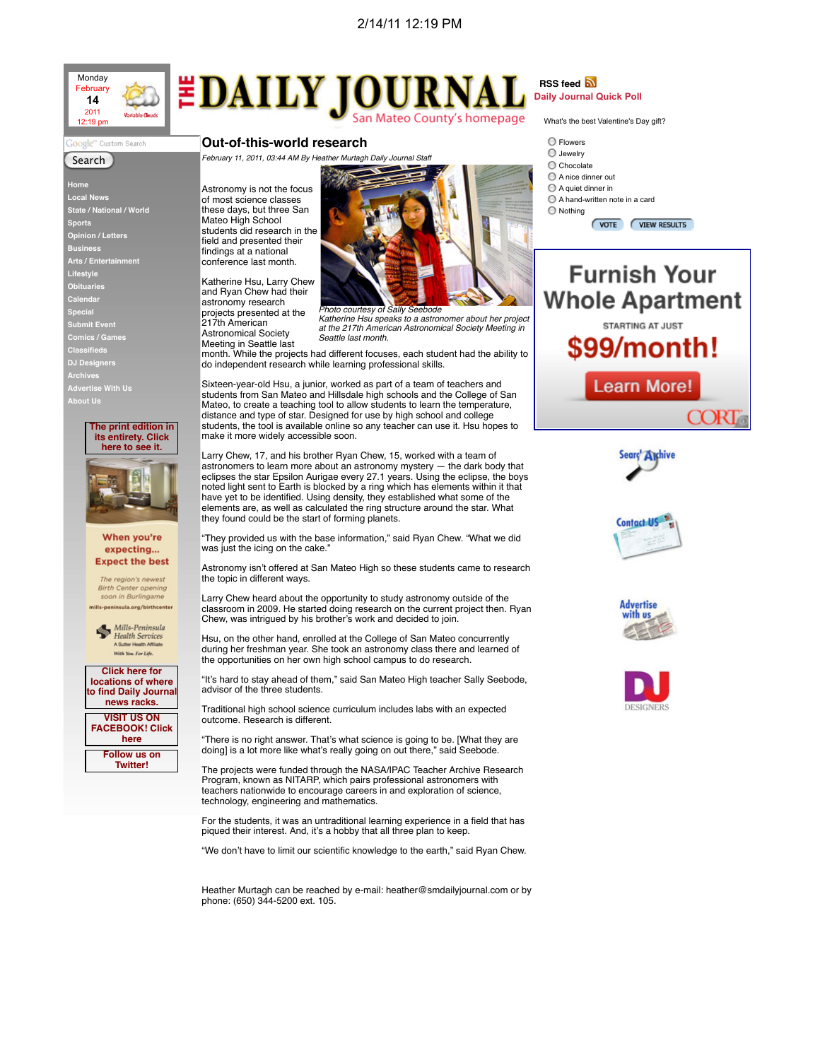# Out-of-this-world research

*February 11, 2011, 03:44 AM By Heather Murtagh Daily Journal Staff*

Astronomy is not the focus of most science classes these days, but three San Mateo High School students did research in the field and presented their findings at a national conference last month.

*Photo courtesy of Sally Seebode*
*Katherine Hsu speaks to a astronomer about her project at the 217th American Astronomical Society Meeting in Seattle last month.*

Katherine Hsu, Larry Chew and Ryan Chew had their astronomy research projects presented at the 217th American Astronomical Society Meeting in Seattle last month. While the projects had different focuses, each student had the ability to do independent research while learning professional skills.

Sixteen-year-old Hsu, a junior, worked as part of a team of teachers and students from San Mateo and Hillsdale high schools and the College of San Mateo, to create a teaching tool to allow students to learn the temperature, distance and type of star. Designed for use by high school and college students, the tool is available online so any teacher can use it. Hsu hopes to make it more widely accessible soon.

Larry Chew, 17, and his brother Ryan Chew, 15, worked with a team of astronomers to learn more about an astronomy mystery — the dark body that eclipses the star Epsilon Aurigae every 27.1 years. Using the eclipse, the boys noted light sent to Earth is blocked by a ring which has elements within it that have yet to be identified. Using density, they established what some of the elements are, as well as calculated the ring structure around the star. What they found could be the start of forming planets.

"They provided us with the base information," said Ryan Chew. "What we did was just the icing on the cake."

Astronomy isn't offered at San Mateo High so these students came to research the topic in different ways.

Larry Chew heard about the opportunity to study astronomy outside of the classroom in 2009. He started doing research on the current project then. Ryan Chew, was intrigued by his brother's work and decided to join.

Hsu, on the other hand, enrolled at the College of San Mateo concurrently during her freshman year. She took an astronomy class there and learned of the opportunities on her own high school campus to do research.

"It's hard to stay ahead of them," said San Mateo High teacher Sally Seebode, advisor of the three students.

Traditional high school science curriculum includes labs with an expected outcome. Research is different.

"There is no right answer. That's what science is going to be. [What they are doing] is a lot more like what's really going on out there," said Seebode.

The projects were funded through the NASA/IPAC Teacher Archive Research Program, known as NITARP, which pairs professional astronomers with teachers nationwide to encourage careers in and exploration of science, technology, engineering and mathematics.

For the students, it was an untraditional learning experience in a field that has piqued their interest. And, it's a hobby that all three plan to keep.

"We don't have to limit our scientific knowledge to the earth," said Ryan Chew.

Heather Murtagh can be reached by e-mail: heather@smdailyjournal.com or by phone: (650) 344-5200 ext. 105.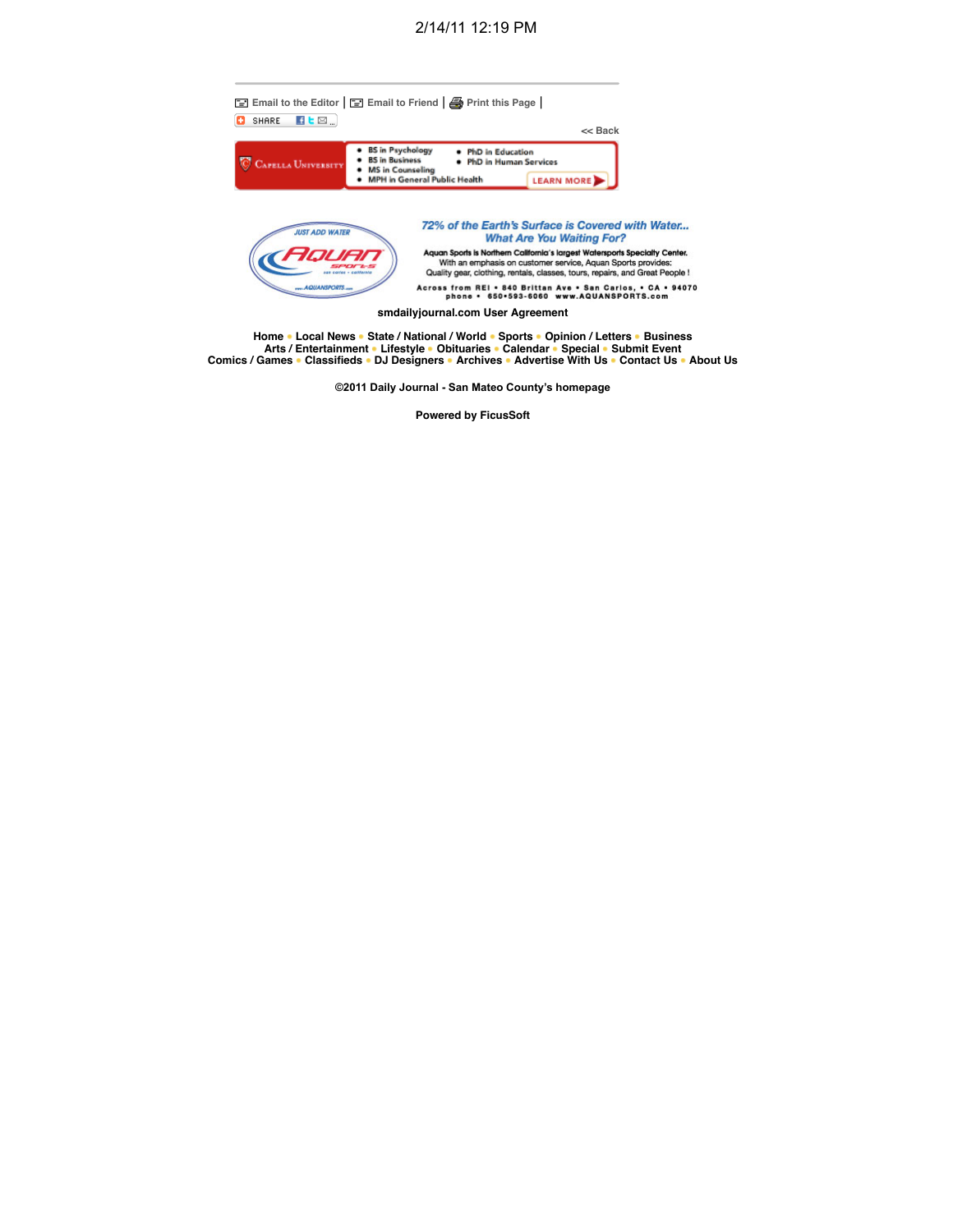Email to the Editor | Email to Friend | Print this Page |

SHARE

<< Back

Capella University

- BS in Psychology
- BS in Business
- MS in Counseling
- MPH in General Public Health
- PhD in Education
- PhD in Human Services

LEARN MORE

JUST ADD WATER

AQUAN sports

*72% of the Earth's Surface is Covered with Water...*
*What Are You Waiting For?*

**Aquan Sports is Northern California's largest Watersports Specialty Center.**
With an emphasis on customer service, Aquan Sports provides:
Quality gear, clothing, rentals, classes, tours, repairs, and Great People !

Across from REI • 840 Brittan Ave • San Carlos, • CA • 94070
phone • 650•593-6060 www.AQUANSPORTS.com

**smdailyjournal.com User Agreement**

**Home • Local News • State / National / World • Sports • Opinion / Letters • Business**
**Arts / Entertainment • Lifestyle • Obituaries • Calendar • Special • Submit Event**
**Comics / Games • Classifieds • DJ Designers • Archives • Advertise With Us • Contact Us • About Us**

**©2011 Daily Journal - San Mateo County's homepage**

**Powered by FicusSoft**